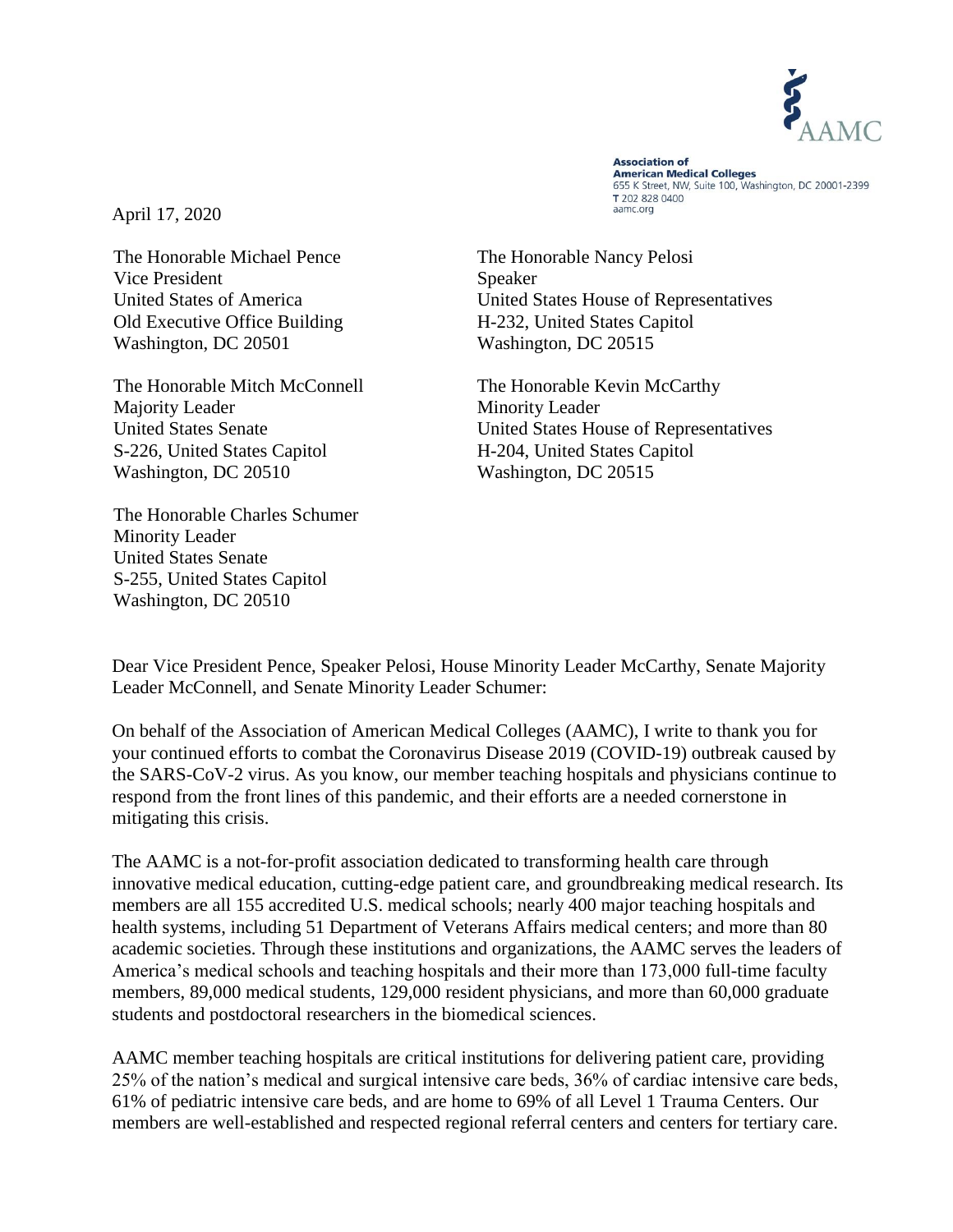AAMC

**Association of American Medical Colleges**
655 K Street, NW, Suite 100, Washington, DC 20001-2399
T 202 828 0400
aamc.org

April 17, 2020

The Honorable Michael Pence
Vice President
United States of America
Old Executive Office Building
Washington, DC 20501

The Honorable Nancy Pelosi
Speaker
United States House of Representatives
H-232, United States Capitol
Washington, DC 20515

The Honorable Mitch McConnell
Majority Leader
United States Senate
S-226, United States Capitol
Washington, DC 20510

The Honorable Kevin McCarthy
Minority Leader
United States House of Representatives
H-204, United States Capitol
Washington, DC 20515

The Honorable Charles Schumer
Minority Leader
United States Senate
S-255, United States Capitol
Washington, DC 20510

Dear Vice President Pence, Speaker Pelosi, House Minority Leader McCarthy, Senate Majority Leader McConnell, and Senate Minority Leader Schumer:

On behalf of the Association of American Medical Colleges (AAMC), I write to thank you for your continued efforts to combat the Coronavirus Disease 2019 (COVID-19) outbreak caused by the SARS-CoV-2 virus. As you know, our member teaching hospitals and physicians continue to respond from the front lines of this pandemic, and their efforts are a needed cornerstone in mitigating this crisis.

The AAMC is a not-for-profit association dedicated to transforming health care through innovative medical education, cutting-edge patient care, and groundbreaking medical research. Its members are all 155 accredited U.S. medical schools; nearly 400 major teaching hospitals and health systems, including 51 Department of Veterans Affairs medical centers; and more than 80 academic societies. Through these institutions and organizations, the AAMC serves the leaders of America's medical schools and teaching hospitals and their more than 173,000 full-time faculty members, 89,000 medical students, 129,000 resident physicians, and more than 60,000 graduate students and postdoctoral researchers in the biomedical sciences.

AAMC member teaching hospitals are critical institutions for delivering patient care, providing 25% of the nation's medical and surgical intensive care beds, 36% of cardiac intensive care beds, 61% of pediatric intensive care beds, and are home to 69% of all Level 1 Trauma Centers. Our members are well-established and respected regional referral centers and centers for tertiary care.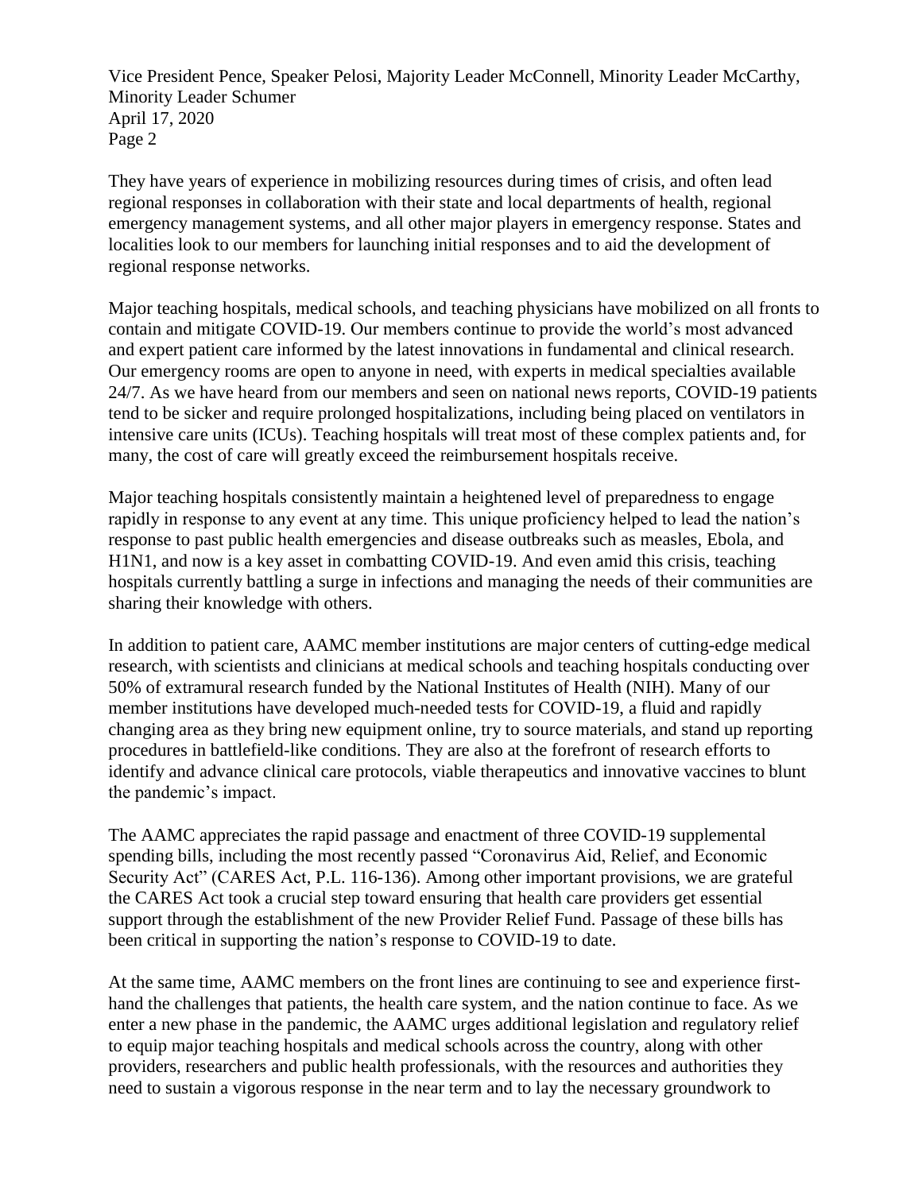They have years of experience in mobilizing resources during times of crisis, and often lead regional responses in collaboration with their state and local departments of health, regional emergency management systems, and all other major players in emergency response. States and localities look to our members for launching initial responses and to aid the development of regional response networks.

Major teaching hospitals, medical schools, and teaching physicians have mobilized on all fronts to contain and mitigate COVID-19. Our members continue to provide the world's most advanced and expert patient care informed by the latest innovations in fundamental and clinical research. Our emergency rooms are open to anyone in need, with experts in medical specialties available 24/7. As we have heard from our members and seen on national news reports, COVID-19 patients tend to be sicker and require prolonged hospitalizations, including being placed on ventilators in intensive care units (ICUs). Teaching hospitals will treat most of these complex patients and, for many, the cost of care will greatly exceed the reimbursement hospitals receive.

Major teaching hospitals consistently maintain a heightened level of preparedness to engage rapidly in response to any event at any time. This unique proficiency helped to lead the nation's response to past public health emergencies and disease outbreaks such as measles, Ebola, and H1N1, and now is a key asset in combatting COVID-19. And even amid this crisis, teaching hospitals currently battling a surge in infections and managing the needs of their communities are sharing their knowledge with others.

In addition to patient care, AAMC member institutions are major centers of cutting-edge medical research, with scientists and clinicians at medical schools and teaching hospitals conducting over 50% of extramural research funded by the National Institutes of Health (NIH). Many of our member institutions have developed much-needed tests for COVID-19, a fluid and rapidly changing area as they bring new equipment online, try to source materials, and stand up reporting procedures in battlefield-like conditions. They are also at the forefront of research efforts to identify and advance clinical care protocols, viable therapeutics and innovative vaccines to blunt the pandemic's impact.

The AAMC appreciates the rapid passage and enactment of three COVID-19 supplemental spending bills, including the most recently passed "Coronavirus Aid, Relief, and Economic Security Act" (CARES Act, P.L. 116-136). Among other important provisions, we are grateful the CARES Act took a crucial step toward ensuring that health care providers get essential support through the establishment of the new Provider Relief Fund. Passage of these bills has been critical in supporting the nation's response to COVID-19 to date.

At the same time, AAMC members on the front lines are continuing to see and experience first-hand the challenges that patients, the health care system, and the nation continue to face. As we enter a new phase in the pandemic, the AAMC urges additional legislation and regulatory relief to equip major teaching hospitals and medical schools across the country, along with other providers, researchers and public health professionals, with the resources and authorities they need to sustain a vigorous response in the near term and to lay the necessary groundwork to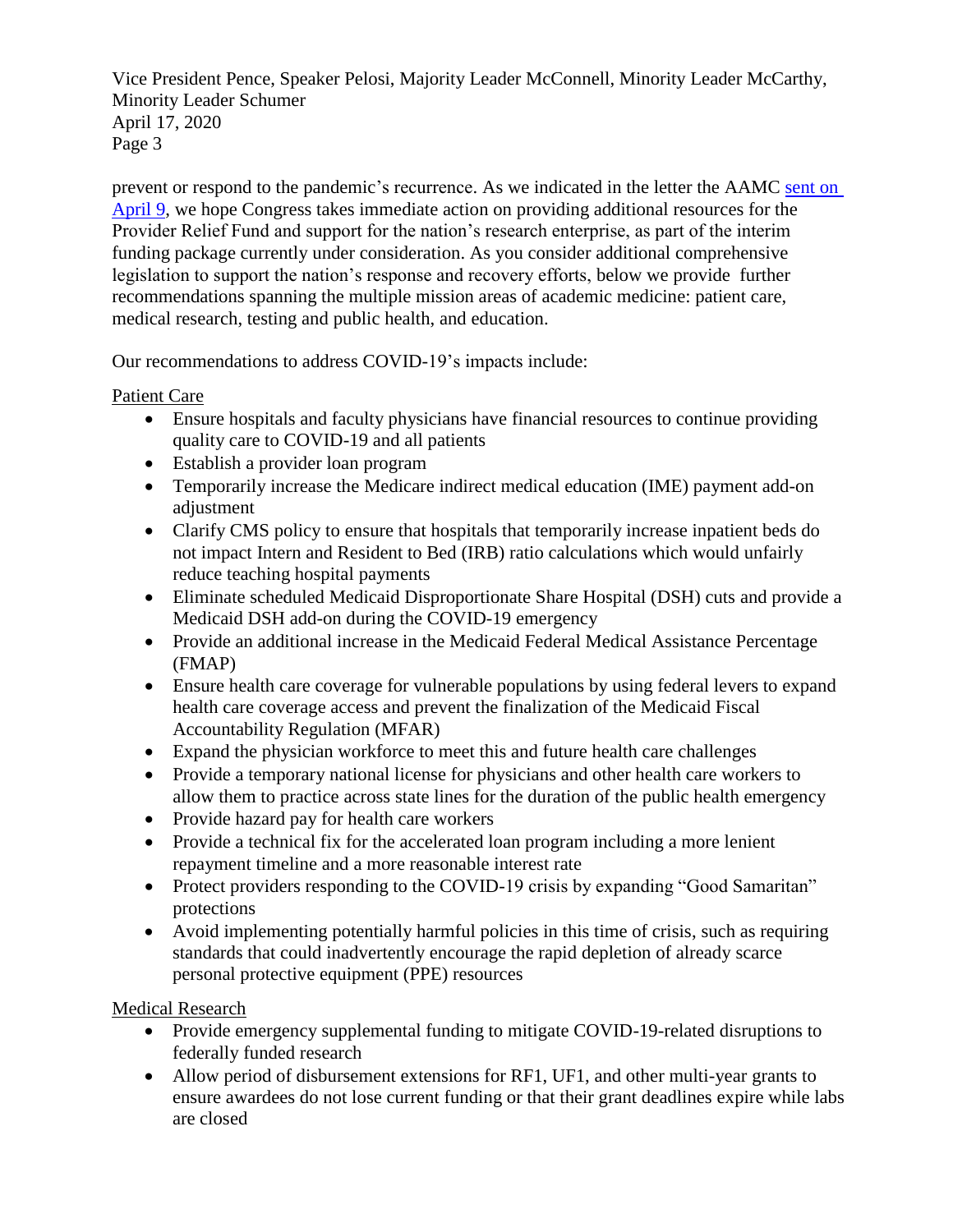prevent or respond to the pandemic's recurrence. As we indicated in the letter the AAMC sent on April 9, we hope Congress takes immediate action on providing additional resources for the Provider Relief Fund and support for the nation's research enterprise, as part of the interim funding package currently under consideration. As you consider additional comprehensive legislation to support the nation's response and recovery efforts, below we provide further recommendations spanning the multiple mission areas of academic medicine: patient care, medical research, testing and public health, and education.

Our recommendations to address COVID-19's impacts include:

<u>Patient Care</u>

- Ensure hospitals and faculty physicians have financial resources to continue providing quality care to COVID-19 and all patients
- Establish a provider loan program
- Temporarily increase the Medicare indirect medical education (IME) payment add-on adjustment
- Clarify CMS policy to ensure that hospitals that temporarily increase inpatient beds do not impact Intern and Resident to Bed (IRB) ratio calculations which would unfairly reduce teaching hospital payments
- Eliminate scheduled Medicaid Disproportionate Share Hospital (DSH) cuts and provide a Medicaid DSH add-on during the COVID-19 emergency
- Provide an additional increase in the Medicaid Federal Medical Assistance Percentage (FMAP)
- Ensure health care coverage for vulnerable populations by using federal levers to expand health care coverage access and prevent the finalization of the Medicaid Fiscal Accountability Regulation (MFAR)
- Expand the physician workforce to meet this and future health care challenges
- Provide a temporary national license for physicians and other health care workers to allow them to practice across state lines for the duration of the public health emergency
- Provide hazard pay for health care workers
- Provide a technical fix for the accelerated loan program including a more lenient repayment timeline and a more reasonable interest rate
- Protect providers responding to the COVID-19 crisis by expanding "Good Samaritan" protections
- Avoid implementing potentially harmful policies in this time of crisis, such as requiring standards that could inadvertently encourage the rapid depletion of already scarce personal protective equipment (PPE) resources

<u>Medical Research</u>

- Provide emergency supplemental funding to mitigate COVID-19-related disruptions to federally funded research
- Allow period of disbursement extensions for RF1, UF1, and other multi-year grants to ensure awardees do not lose current funding or that their grant deadlines expire while labs are closed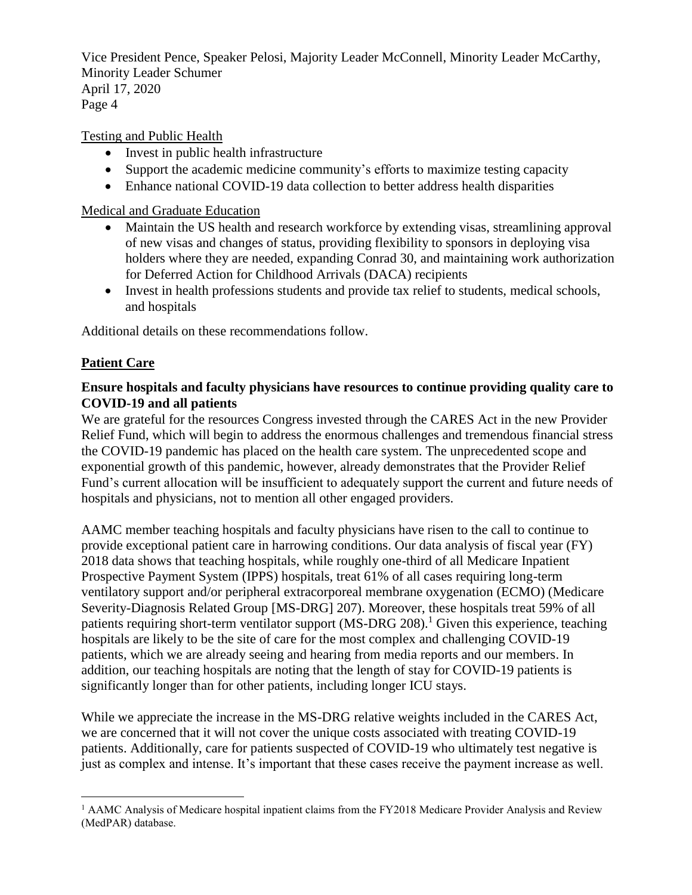Testing and Public Health

- Invest in public health infrastructure
- Support the academic medicine community's efforts to maximize testing capacity
- Enhance national COVID-19 data collection to better address health disparities

Medical and Graduate Education

- Maintain the US health and research workforce by extending visas, streamlining approval of new visas and changes of status, providing flexibility to sponsors in deploying visa holders where they are needed, expanding Conrad 30, and maintaining work authorization for Deferred Action for Childhood Arrivals (DACA) recipients
- Invest in health professions students and provide tax relief to students, medical schools, and hospitals

Additional details on these recommendations follow.

## Patient Care

### Ensure hospitals and faculty physicians have resources to continue providing quality care to COVID-19 and all patients

We are grateful for the resources Congress invested through the CARES Act in the new Provider Relief Fund, which will begin to address the enormous challenges and tremendous financial stress the COVID-19 pandemic has placed on the health care system. The unprecedented scope and exponential growth of this pandemic, however, already demonstrates that the Provider Relief Fund's current allocation will be insufficient to adequately support the current and future needs of hospitals and physicians, not to mention all other engaged providers.

AAMC member teaching hospitals and faculty physicians have risen to the call to continue to provide exceptional patient care in harrowing conditions. Our data analysis of fiscal year (FY) 2018 data shows that teaching hospitals, while roughly one-third of all Medicare Inpatient Prospective Payment System (IPPS) hospitals, treat 61% of all cases requiring long-term ventilatory support and/or peripheral extracorporeal membrane oxygenation (ECMO) (Medicare Severity-Diagnosis Related Group [MS-DRG] 207). Moreover, these hospitals treat 59% of all patients requiring short-term ventilator support (MS-DRG 208).[1] Given this experience, teaching hospitals are likely to be the site of care for the most complex and challenging COVID-19 patients, which we are already seeing and hearing from media reports and our members. In addition, our teaching hospitals are noting that the length of stay for COVID-19 patients is significantly longer than for other patients, including longer ICU stays.

While we appreciate the increase in the MS-DRG relative weights included in the CARES Act, we are concerned that it will not cover the unique costs associated with treating COVID-19 patients. Additionally, care for patients suspected of COVID-19 who ultimately test negative is just as complex and intense. It's important that these cases receive the payment increase as well.

[1] AAMC Analysis of Medicare hospital inpatient claims from the FY2018 Medicare Provider Analysis and Review (MedPAR) database.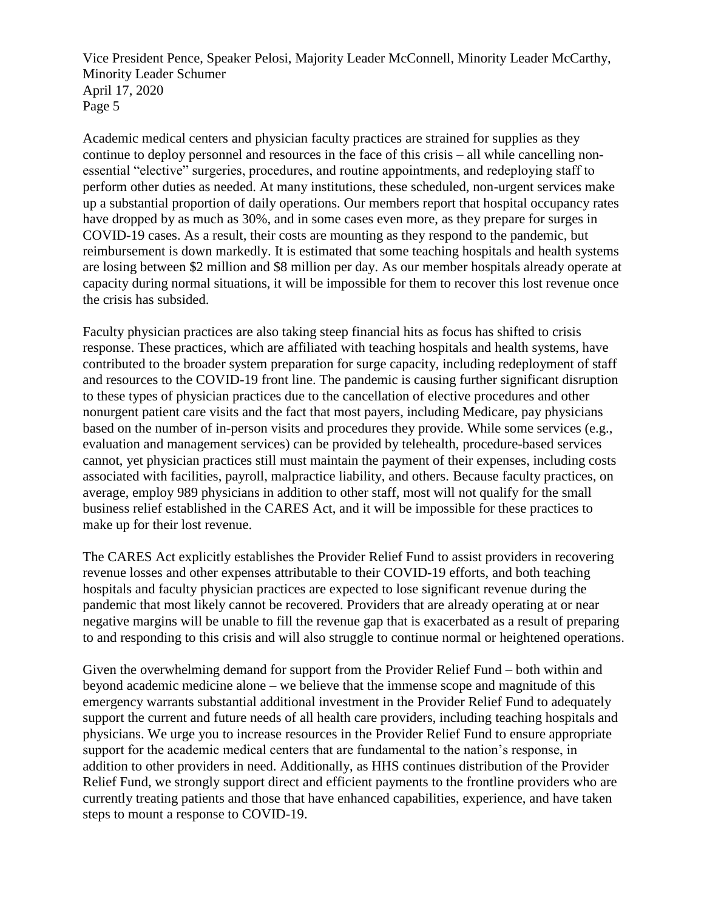Academic medical centers and physician faculty practices are strained for supplies as they continue to deploy personnel and resources in the face of this crisis – all while cancelling non-essential "elective" surgeries, procedures, and routine appointments, and redeploying staff to perform other duties as needed. At many institutions, these scheduled, non-urgent services make up a substantial proportion of daily operations. Our members report that hospital occupancy rates have dropped by as much as 30%, and in some cases even more, as they prepare for surges in COVID-19 cases. As a result, their costs are mounting as they respond to the pandemic, but reimbursement is down markedly. It is estimated that some teaching hospitals and health systems are losing between $2 million and $8 million per day. As our member hospitals already operate at capacity during normal situations, it will be impossible for them to recover this lost revenue once the crisis has subsided.

Faculty physician practices are also taking steep financial hits as focus has shifted to crisis response. These practices, which are affiliated with teaching hospitals and health systems, have contributed to the broader system preparation for surge capacity, including redeployment of staff and resources to the COVID-19 front line. The pandemic is causing further significant disruption to these types of physician practices due to the cancellation of elective procedures and other nonurgent patient care visits and the fact that most payers, including Medicare, pay physicians based on the number of in-person visits and procedures they provide. While some services (e.g., evaluation and management services) can be provided by telehealth, procedure-based services cannot, yet physician practices still must maintain the payment of their expenses, including costs associated with facilities, payroll, malpractice liability, and others. Because faculty practices, on average, employ 989 physicians in addition to other staff, most will not qualify for the small business relief established in the CARES Act, and it will be impossible for these practices to make up for their lost revenue.

The CARES Act explicitly establishes the Provider Relief Fund to assist providers in recovering revenue losses and other expenses attributable to their COVID-19 efforts, and both teaching hospitals and faculty physician practices are expected to lose significant revenue during the pandemic that most likely cannot be recovered. Providers that are already operating at or near negative margins will be unable to fill the revenue gap that is exacerbated as a result of preparing to and responding to this crisis and will also struggle to continue normal or heightened operations.

Given the overwhelming demand for support from the Provider Relief Fund – both within and beyond academic medicine alone – we believe that the immense scope and magnitude of this emergency warrants substantial additional investment in the Provider Relief Fund to adequately support the current and future needs of all health care providers, including teaching hospitals and physicians. We urge you to increase resources in the Provider Relief Fund to ensure appropriate support for the academic medical centers that are fundamental to the nation's response, in addition to other providers in need. Additionally, as HHS continues distribution of the Provider Relief Fund, we strongly support direct and efficient payments to the frontline providers who are currently treating patients and those that have enhanced capabilities, experience, and have taken steps to mount a response to COVID-19.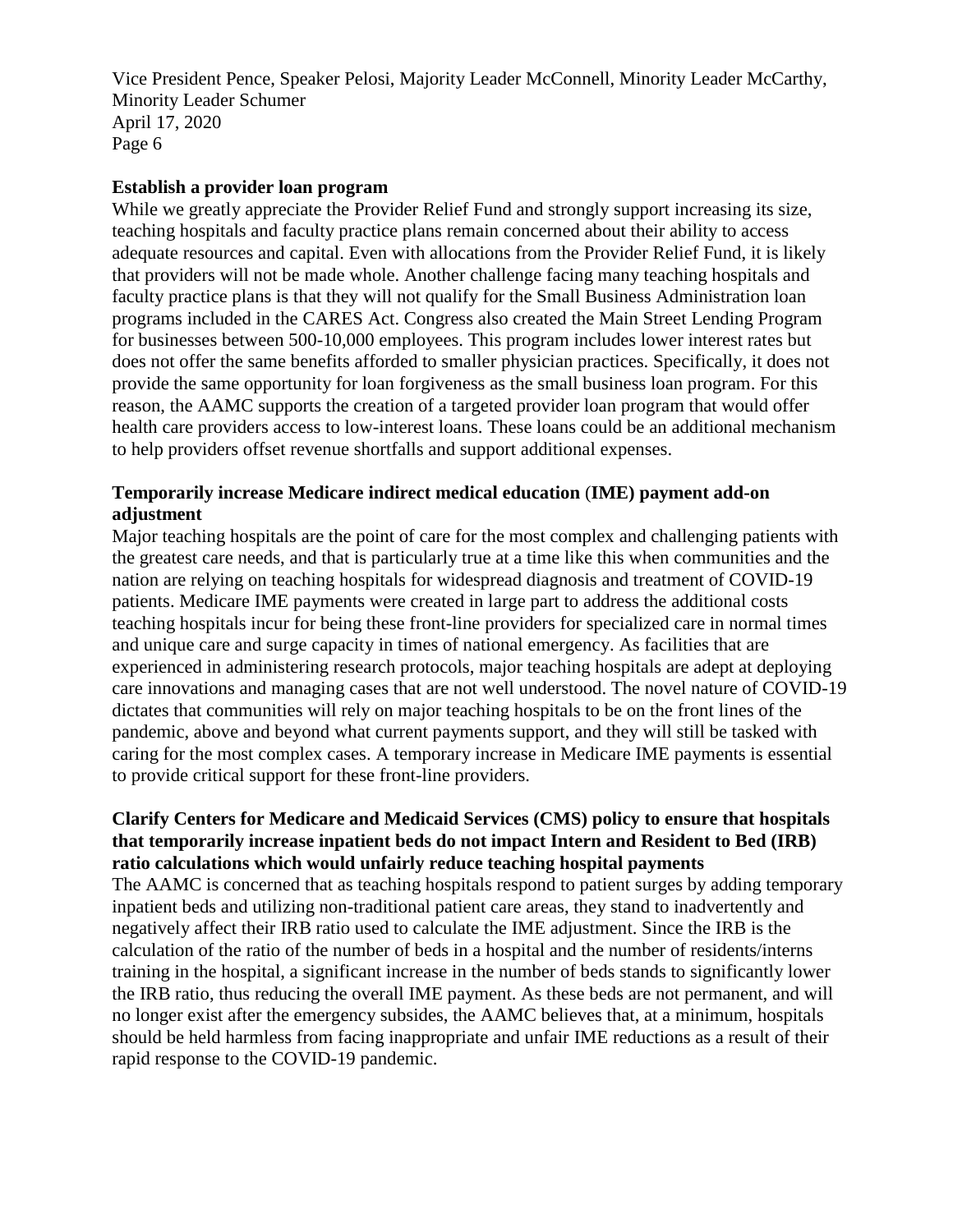**Establish a provider loan program**

While we greatly appreciate the Provider Relief Fund and strongly support increasing its size, teaching hospitals and faculty practice plans remain concerned about their ability to access adequate resources and capital. Even with allocations from the Provider Relief Fund, it is likely that providers will not be made whole. Another challenge facing many teaching hospitals and faculty practice plans is that they will not qualify for the Small Business Administration loan programs included in the CARES Act. Congress also created the Main Street Lending Program for businesses between 500-10,000 employees. This program includes lower interest rates but does not offer the same benefits afforded to smaller physician practices. Specifically, it does not provide the same opportunity for loan forgiveness as the small business loan program. For this reason, the AAMC supports the creation of a targeted provider loan program that would offer health care providers access to low-interest loans. These loans could be an additional mechanism to help providers offset revenue shortfalls and support additional expenses.

**Temporarily increase Medicare indirect medical education (IME) payment add-on adjustment**

Major teaching hospitals are the point of care for the most complex and challenging patients with the greatest care needs, and that is particularly true at a time like this when communities and the nation are relying on teaching hospitals for widespread diagnosis and treatment of COVID-19 patients. Medicare IME payments were created in large part to address the additional costs teaching hospitals incur for being these front-line providers for specialized care in normal times and unique care and surge capacity in times of national emergency. As facilities that are experienced in administering research protocols, major teaching hospitals are adept at deploying care innovations and managing cases that are not well understood. The novel nature of COVID-19 dictates that communities will rely on major teaching hospitals to be on the front lines of the pandemic, above and beyond what current payments support, and they will still be tasked with caring for the most complex cases. A temporary increase in Medicare IME payments is essential to provide critical support for these front-line providers.

**Clarify Centers for Medicare and Medicaid Services (CMS) policy to ensure that hospitals that temporarily increase inpatient beds do not impact Intern and Resident to Bed (IRB) ratio calculations which would unfairly reduce teaching hospital payments**

The AAMC is concerned that as teaching hospitals respond to patient surges by adding temporary inpatient beds and utilizing non-traditional patient care areas, they stand to inadvertently and negatively affect their IRB ratio used to calculate the IME adjustment. Since the IRB is the calculation of the ratio of the number of beds in a hospital and the number of residents/interns training in the hospital, a significant increase in the number of beds stands to significantly lower the IRB ratio, thus reducing the overall IME payment. As these beds are not permanent, and will no longer exist after the emergency subsides, the AAMC believes that, at a minimum, hospitals should be held harmless from facing inappropriate and unfair IME reductions as a result of their rapid response to the COVID-19 pandemic.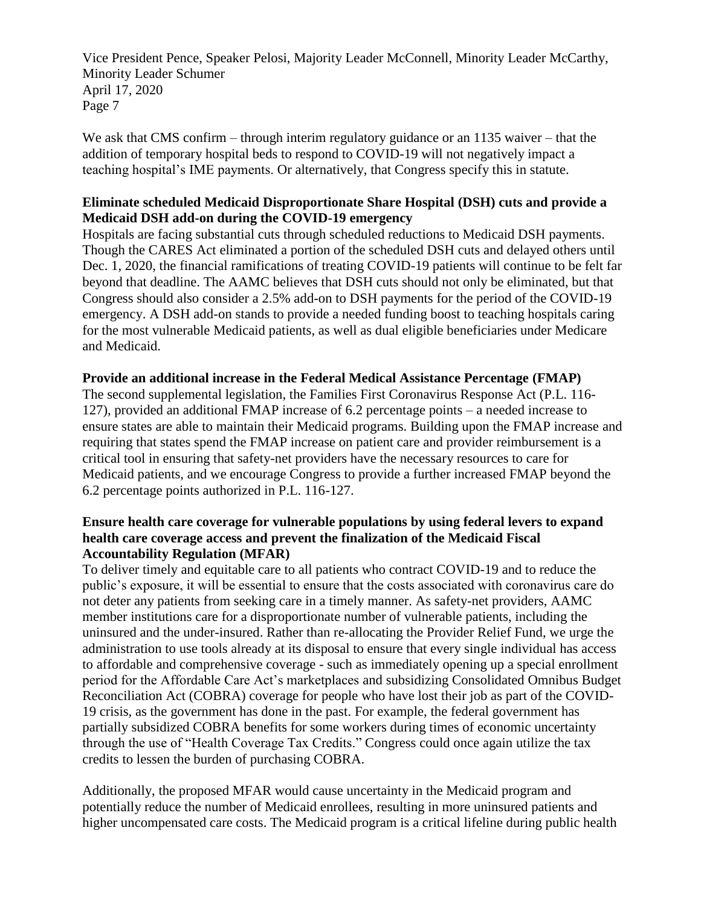We ask that CMS confirm – through interim regulatory guidance or an 1135 waiver – that the addition of temporary hospital beds to respond to COVID-19 will not negatively impact a teaching hospital's IME payments. Or alternatively, that Congress specify this in statute.

**Eliminate scheduled Medicaid Disproportionate Share Hospital (DSH) cuts and provide a Medicaid DSH add-on during the COVID-19 emergency**

Hospitals are facing substantial cuts through scheduled reductions to Medicaid DSH payments. Though the CARES Act eliminated a portion of the scheduled DSH cuts and delayed others until Dec. 1, 2020, the financial ramifications of treating COVID-19 patients will continue to be felt far beyond that deadline. The AAMC believes that DSH cuts should not only be eliminated, but that Congress should also consider a 2.5% add-on to DSH payments for the period of the COVID-19 emergency. A DSH add-on stands to provide a needed funding boost to teaching hospitals caring for the most vulnerable Medicaid patients, as well as dual eligible beneficiaries under Medicare and Medicaid.

**Provide an additional increase in the Federal Medical Assistance Percentage (FMAP)**

The second supplemental legislation, the Families First Coronavirus Response Act (P.L. 116-127), provided an additional FMAP increase of 6.2 percentage points – a needed increase to ensure states are able to maintain their Medicaid programs. Building upon the FMAP increase and requiring that states spend the FMAP increase on patient care and provider reimbursement is a critical tool in ensuring that safety-net providers have the necessary resources to care for Medicaid patients, and we encourage Congress to provide a further increased FMAP beyond the 6.2 percentage points authorized in P.L. 116-127.

**Ensure health care coverage for vulnerable populations by using federal levers to expand health care coverage access and prevent the finalization of the Medicaid Fiscal Accountability Regulation (MFAR)**

To deliver timely and equitable care to all patients who contract COVID-19 and to reduce the public's exposure, it will be essential to ensure that the costs associated with coronavirus care do not deter any patients from seeking care in a timely manner. As safety-net providers, AAMC member institutions care for a disproportionate number of vulnerable patients, including the uninsured and the under-insured. Rather than re-allocating the Provider Relief Fund, we urge the administration to use tools already at its disposal to ensure that every single individual has access to affordable and comprehensive coverage - such as immediately opening up a special enrollment period for the Affordable Care Act's marketplaces and subsidizing Consolidated Omnibus Budget Reconciliation Act (COBRA) coverage for people who have lost their job as part of the COVID-19 crisis, as the government has done in the past. For example, the federal government has partially subsidized COBRA benefits for some workers during times of economic uncertainty through the use of "Health Coverage Tax Credits." Congress could once again utilize the tax credits to lessen the burden of purchasing COBRA.

Additionally, the proposed MFAR would cause uncertainty in the Medicaid program and potentially reduce the number of Medicaid enrollees, resulting in more uninsured patients and higher uncompensated care costs. The Medicaid program is a critical lifeline during public health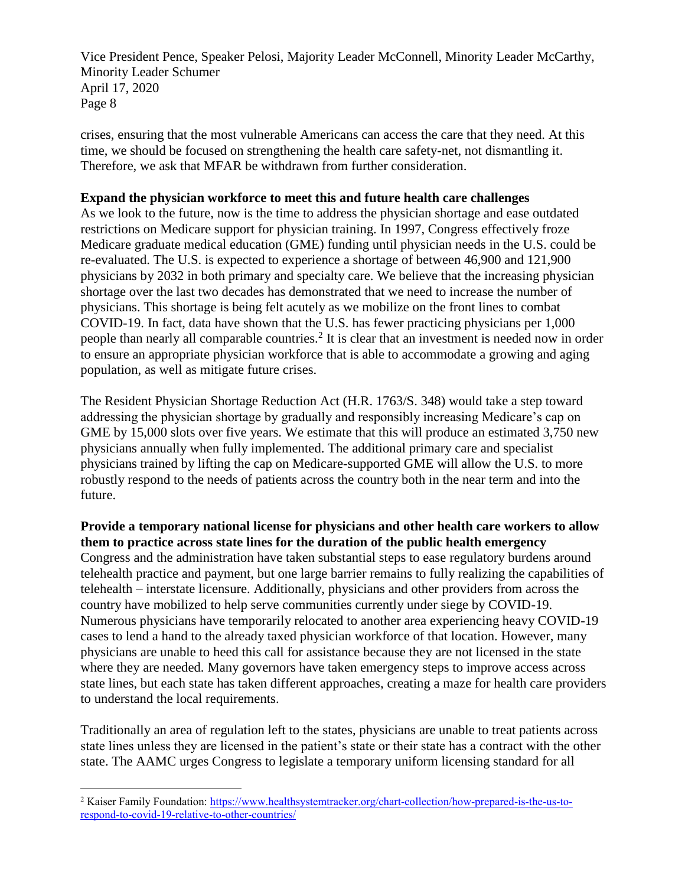crises, ensuring that the most vulnerable Americans can access the care that they need. At this time, we should be focused on strengthening the health care safety-net, not dismantling it. Therefore, we ask that MFAR be withdrawn from further consideration.

**Expand the physician workforce to meet this and future health care challenges**

As we look to the future, now is the time to address the physician shortage and ease outdated restrictions on Medicare support for physician training. In 1997, Congress effectively froze Medicare graduate medical education (GME) funding until physician needs in the U.S. could be re-evaluated. The U.S. is expected to experience a shortage of between 46,900 and 121,900 physicians by 2032 in both primary and specialty care. We believe that the increasing physician shortage over the last two decades has demonstrated that we need to increase the number of physicians. This shortage is being felt acutely as we mobilize on the front lines to combat COVID-19. In fact, data have shown that the U.S. has fewer practicing physicians per 1,000 people than nearly all comparable countries.[2] It is clear that an investment is needed now in order to ensure an appropriate physician workforce that is able to accommodate a growing and aging population, as well as mitigate future crises.

The Resident Physician Shortage Reduction Act (H.R. 1763/S. 348) would take a step toward addressing the physician shortage by gradually and responsibly increasing Medicare's cap on GME by 15,000 slots over five years. We estimate that this will produce an estimated 3,750 new physicians annually when fully implemented. The additional primary care and specialist physicians trained by lifting the cap on Medicare-supported GME will allow the U.S. to more robustly respond to the needs of patients across the country both in the near term and into the future.

**Provide a temporary national license for physicians and other health care workers to allow them to practice across state lines for the duration of the public health emergency**

Congress and the administration have taken substantial steps to ease regulatory burdens around telehealth practice and payment, but one large barrier remains to fully realizing the capabilities of telehealth – interstate licensure. Additionally, physicians and other providers from across the country have mobilized to help serve communities currently under siege by COVID-19. Numerous physicians have temporarily relocated to another area experiencing heavy COVID-19 cases to lend a hand to the already taxed physician workforce of that location. However, many physicians are unable to heed this call for assistance because they are not licensed in the state where they are needed. Many governors have taken emergency steps to improve access across state lines, but each state has taken different approaches, creating a maze for health care providers to understand the local requirements.

Traditionally an area of regulation left to the states, physicians are unable to treat patients across state lines unless they are licensed in the patient's state or their state has a contract with the other state. The AAMC urges Congress to legislate a temporary uniform licensing standard for all

---

[2] Kaiser Family Foundation: https://www.healthsystemtracker.org/chart-collection/how-prepared-is-the-us-to-respond-to-covid-19-relative-to-other-countries/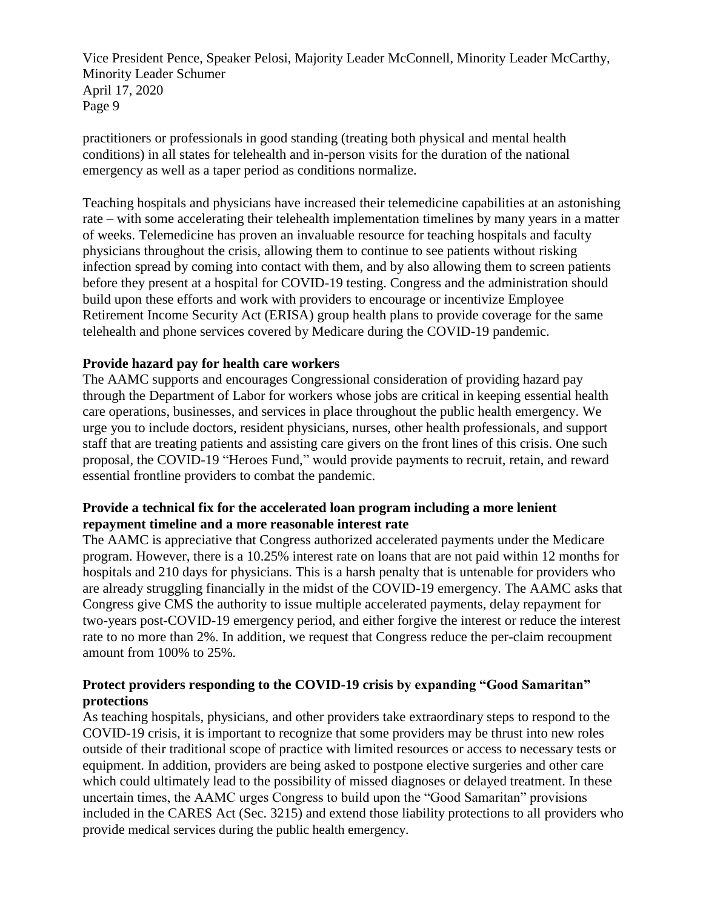practitioners or professionals in good standing (treating both physical and mental health conditions) in all states for telehealth and in-person visits for the duration of the national emergency as well as a taper period as conditions normalize.

Teaching hospitals and physicians have increased their telemedicine capabilities at an astonishing rate – with some accelerating their telehealth implementation timelines by many years in a matter of weeks. Telemedicine has proven an invaluable resource for teaching hospitals and faculty physicians throughout the crisis, allowing them to continue to see patients without risking infection spread by coming into contact with them, and by also allowing them to screen patients before they present at a hospital for COVID-19 testing. Congress and the administration should build upon these efforts and work with providers to encourage or incentivize Employee Retirement Income Security Act (ERISA) group health plans to provide coverage for the same telehealth and phone services covered by Medicare during the COVID-19 pandemic.

**Provide hazard pay for health care workers**

The AAMC supports and encourages Congressional consideration of providing hazard pay through the Department of Labor for workers whose jobs are critical in keeping essential health care operations, businesses, and services in place throughout the public health emergency. We urge you to include doctors, resident physicians, nurses, other health professionals, and support staff that are treating patients and assisting care givers on the front lines of this crisis. One such proposal, the COVID-19 "Heroes Fund," would provide payments to recruit, retain, and reward essential frontline providers to combat the pandemic.

**Provide a technical fix for the accelerated loan program including a more lenient repayment timeline and a more reasonable interest rate**

The AAMC is appreciative that Congress authorized accelerated payments under the Medicare program. However, there is a 10.25% interest rate on loans that are not paid within 12 months for hospitals and 210 days for physicians. This is a harsh penalty that is untenable for providers who are already struggling financially in the midst of the COVID-19 emergency. The AAMC asks that Congress give CMS the authority to issue multiple accelerated payments, delay repayment for two-years post-COVID-19 emergency period, and either forgive the interest or reduce the interest rate to no more than 2%. In addition, we request that Congress reduce the per-claim recoupment amount from 100% to 25%.

**Protect providers responding to the COVID-19 crisis by expanding "Good Samaritan" protections**

As teaching hospitals, physicians, and other providers take extraordinary steps to respond to the COVID-19 crisis, it is important to recognize that some providers may be thrust into new roles outside of their traditional scope of practice with limited resources or access to necessary tests or equipment. In addition, providers are being asked to postpone elective surgeries and other care which could ultimately lead to the possibility of missed diagnoses or delayed treatment. In these uncertain times, the AAMC urges Congress to build upon the "Good Samaritan" provisions included in the CARES Act (Sec. 3215) and extend those liability protections to all providers who provide medical services during the public health emergency.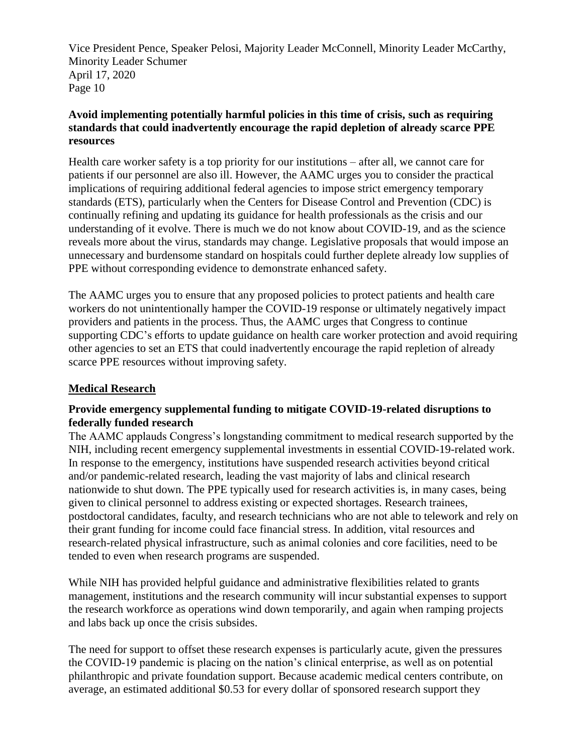**Avoid implementing potentially harmful policies in this time of crisis, such as requiring standards that could inadvertently encourage the rapid depletion of already scarce PPE resources**

Health care worker safety is a top priority for our institutions – after all, we cannot care for patients if our personnel are also ill. However, the AAMC urges you to consider the practical implications of requiring additional federal agencies to impose strict emergency temporary standards (ETS), particularly when the Centers for Disease Control and Prevention (CDC) is continually refining and updating its guidance for health professionals as the crisis and our understanding of it evolve. There is much we do not know about COVID-19, and as the science reveals more about the virus, standards may change. Legislative proposals that would impose an unnecessary and burdensome standard on hospitals could further deplete already low supplies of PPE without corresponding evidence to demonstrate enhanced safety.

The AAMC urges you to ensure that any proposed policies to protect patients and health care workers do not unintentionally hamper the COVID-19 response or ultimately negatively impact providers and patients in the process. Thus, the AAMC urges that Congress to continue supporting CDC's efforts to update guidance on health care worker protection and avoid requiring other agencies to set an ETS that could inadvertently encourage the rapid repletion of already scarce PPE resources without improving safety.

## Medical Research

**Provide emergency supplemental funding to mitigate COVID-19-related disruptions to federally funded research**

The AAMC applauds Congress's longstanding commitment to medical research supported by the NIH, including recent emergency supplemental investments in essential COVID-19-related work. In response to the emergency, institutions have suspended research activities beyond critical and/or pandemic-related research, leading the vast majority of labs and clinical research nationwide to shut down. The PPE typically used for research activities is, in many cases, being given to clinical personnel to address existing or expected shortages. Research trainees, postdoctoral candidates, faculty, and research technicians who are not able to telework and rely on their grant funding for income could face financial stress. In addition, vital resources and research-related physical infrastructure, such as animal colonies and core facilities, need to be tended to even when research programs are suspended.

While NIH has provided helpful guidance and administrative flexibilities related to grants management, institutions and the research community will incur substantial expenses to support the research workforce as operations wind down temporarily, and again when ramping projects and labs back up once the crisis subsides.

The need for support to offset these research expenses is particularly acute, given the pressures the COVID-19 pandemic is placing on the nation's clinical enterprise, as well as on potential philanthropic and private foundation support. Because academic medical centers contribute, on average, an estimated additional $0.53 for every dollar of sponsored research support they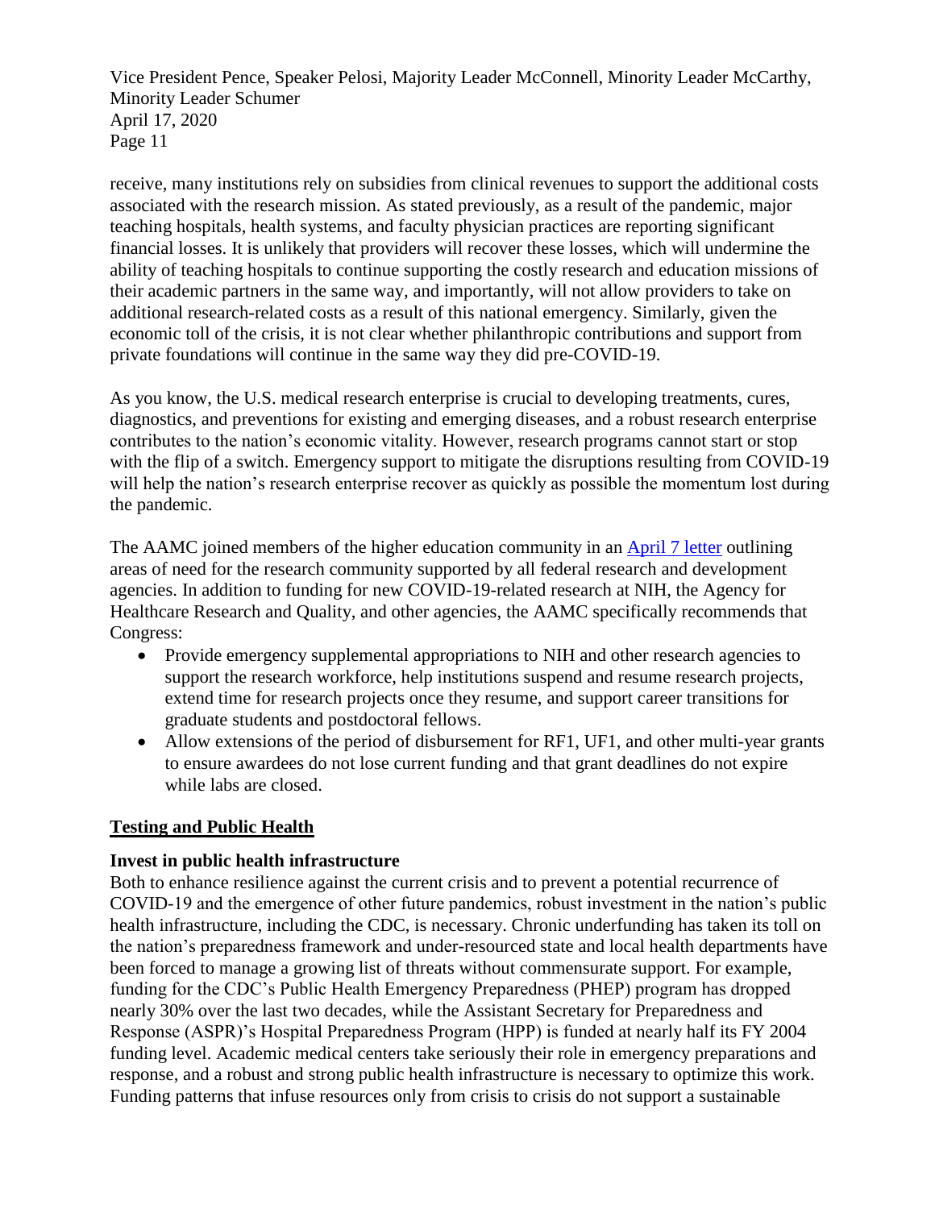receive, many institutions rely on subsidies from clinical revenues to support the additional costs associated with the research mission. As stated previously, as a result of the pandemic, major teaching hospitals, health systems, and faculty physician practices are reporting significant financial losses. It is unlikely that providers will recover these losses, which will undermine the ability of teaching hospitals to continue supporting the costly research and education missions of their academic partners in the same way, and importantly, will not allow providers to take on additional research-related costs as a result of this national emergency. Similarly, given the economic toll of the crisis, it is not clear whether philanthropic contributions and support from private foundations will continue in the same way they did pre-COVID-19.

As you know, the U.S. medical research enterprise is crucial to developing treatments, cures, diagnostics, and preventions for existing and emerging diseases, and a robust research enterprise contributes to the nation's economic vitality. However, research programs cannot start or stop with the flip of a switch. Emergency support to mitigate the disruptions resulting from COVID-19 will help the nation's research enterprise recover as quickly as possible the momentum lost during the pandemic.

The AAMC joined members of the higher education community in an [April 7 letter]() outlining areas of need for the research community supported by all federal research and development agencies. In addition to funding for new COVID-19-related research at NIH, the Agency for Healthcare Research and Quality, and other agencies, the AAMC specifically recommends that Congress:

- Provide emergency supplemental appropriations to NIH and other research agencies to support the research workforce, help institutions suspend and resume research projects, extend time for research projects once they resume, and support career transitions for graduate students and postdoctoral fellows.
- Allow extensions of the period of disbursement for RF1, UF1, and other multi-year grants to ensure awardees do not lose current funding and that grant deadlines do not expire while labs are closed.

## <u>Testing and Public Health</u>

### Invest in public health infrastructure

Both to enhance resilience against the current crisis and to prevent a potential recurrence of COVID-19 and the emergence of other future pandemics, robust investment in the nation's public health infrastructure, including the CDC, is necessary. Chronic underfunding has taken its toll on the nation's preparedness framework and under-resourced state and local health departments have been forced to manage a growing list of threats without commensurate support. For example, funding for the CDC's Public Health Emergency Preparedness (PHEP) program has dropped nearly 30% over the last two decades, while the Assistant Secretary for Preparedness and Response (ASPR)'s Hospital Preparedness Program (HPP) is funded at nearly half its FY 2004 funding level. Academic medical centers take seriously their role in emergency preparations and response, and a robust and strong public health infrastructure is necessary to optimize this work. Funding patterns that infuse resources only from crisis to crisis do not support a sustainable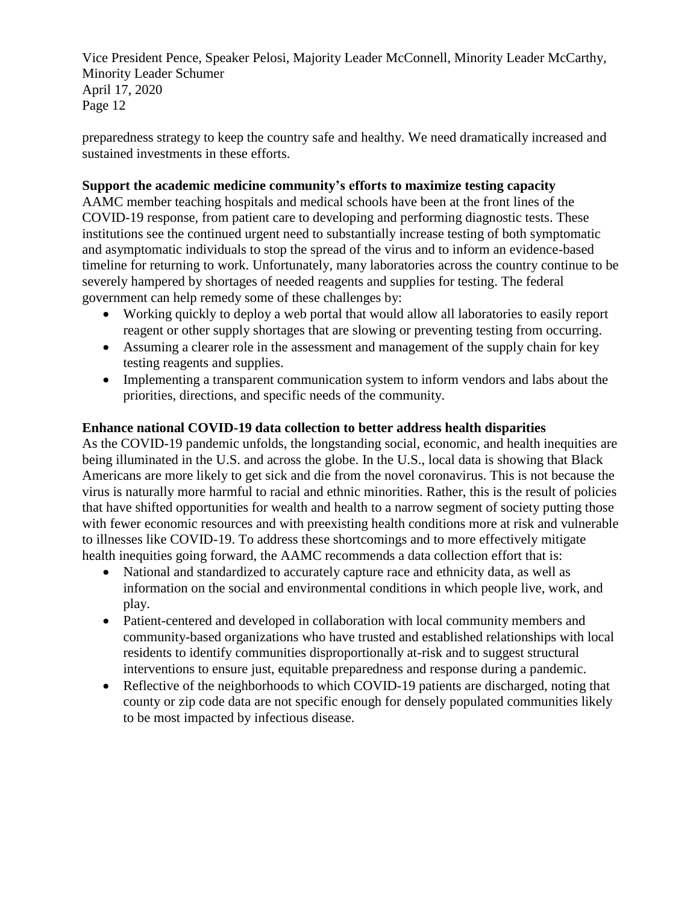preparedness strategy to keep the country safe and healthy. We need dramatically increased and sustained investments in these efforts.

**Support the academic medicine community's efforts to maximize testing capacity**

AAMC member teaching hospitals and medical schools have been at the front lines of the COVID-19 response, from patient care to developing and performing diagnostic tests. These institutions see the continued urgent need to substantially increase testing of both symptomatic and asymptomatic individuals to stop the spread of the virus and to inform an evidence-based timeline for returning to work. Unfortunately, many laboratories across the country continue to be severely hampered by shortages of needed reagents and supplies for testing. The federal government can help remedy some of these challenges by:

- Working quickly to deploy a web portal that would allow all laboratories to easily report reagent or other supply shortages that are slowing or preventing testing from occurring.
- Assuming a clearer role in the assessment and management of the supply chain for key testing reagents and supplies.
- Implementing a transparent communication system to inform vendors and labs about the priorities, directions, and specific needs of the community.

**Enhance national COVID-19 data collection to better address health disparities**

As the COVID-19 pandemic unfolds, the longstanding social, economic, and health inequities are being illuminated in the U.S. and across the globe. In the U.S., local data is showing that Black Americans are more likely to get sick and die from the novel coronavirus. This is not because the virus is naturally more harmful to racial and ethnic minorities. Rather, this is the result of policies that have shifted opportunities for wealth and health to a narrow segment of society putting those with fewer economic resources and with preexisting health conditions more at risk and vulnerable to illnesses like COVID-19. To address these shortcomings and to more effectively mitigate health inequities going forward, the AAMC recommends a data collection effort that is:

- National and standardized to accurately capture race and ethnicity data, as well as information on the social and environmental conditions in which people live, work, and play.
- Patient-centered and developed in collaboration with local community members and community-based organizations who have trusted and established relationships with local residents to identify communities disproportionally at-risk and to suggest structural interventions to ensure just, equitable preparedness and response during a pandemic.
- Reflective of the neighborhoods to which COVID-19 patients are discharged, noting that county or zip code data are not specific enough for densely populated communities likely to be most impacted by infectious disease.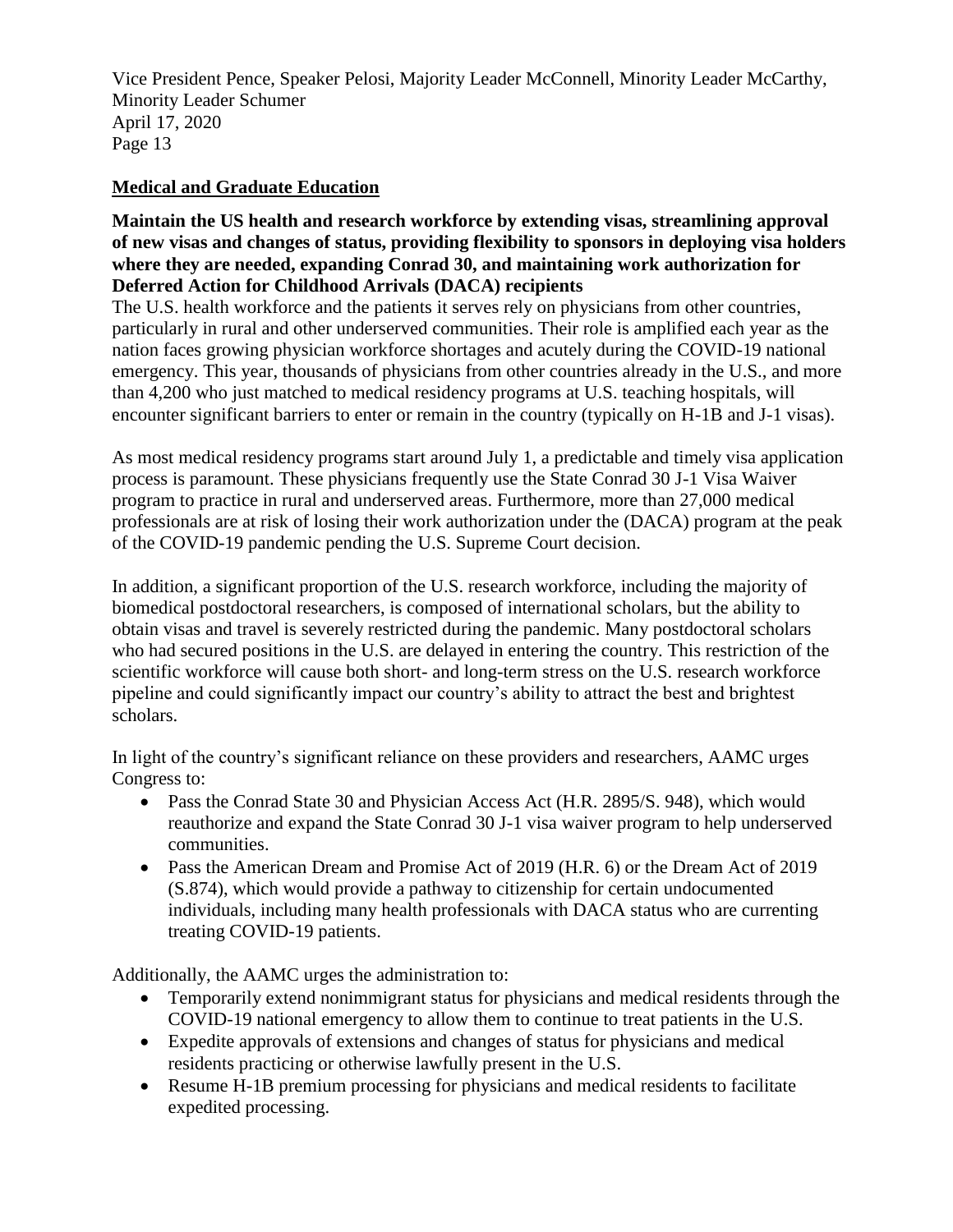## Medical and Graduate Education

**Maintain the US health and research workforce by extending visas, streamlining approval of new visas and changes of status, providing flexibility to sponsors in deploying visa holders where they are needed, expanding Conrad 30, and maintaining work authorization for Deferred Action for Childhood Arrivals (DACA) recipients**

The U.S. health workforce and the patients it serves rely on physicians from other countries, particularly in rural and other underserved communities. Their role is amplified each year as the nation faces growing physician workforce shortages and acutely during the COVID-19 national emergency. This year, thousands of physicians from other countries already in the U.S., and more than 4,200 who just matched to medical residency programs at U.S. teaching hospitals, will encounter significant barriers to enter or remain in the country (typically on H-1B and J-1 visas).

As most medical residency programs start around July 1, a predictable and timely visa application process is paramount. These physicians frequently use the State Conrad 30 J-1 Visa Waiver program to practice in rural and underserved areas. Furthermore, more than 27,000 medical professionals are at risk of losing their work authorization under the (DACA) program at the peak of the COVID-19 pandemic pending the U.S. Supreme Court decision.

In addition, a significant proportion of the U.S. research workforce, including the majority of biomedical postdoctoral researchers, is composed of international scholars, but the ability to obtain visas and travel is severely restricted during the pandemic. Many postdoctoral scholars who had secured positions in the U.S. are delayed in entering the country. This restriction of the scientific workforce will cause both short- and long-term stress on the U.S. research workforce pipeline and could significantly impact our country's ability to attract the best and brightest scholars.

In light of the country's significant reliance on these providers and researchers, AAMC urges Congress to:

- Pass the Conrad State 30 and Physician Access Act (H.R. 2895/S. 948), which would reauthorize and expand the State Conrad 30 J-1 visa waiver program to help underserved communities.
- Pass the American Dream and Promise Act of 2019 (H.R. 6) or the Dream Act of 2019 (S.874), which would provide a pathway to citizenship for certain undocumented individuals, including many health professionals with DACA status who are currenting treating COVID-19 patients.

Additionally, the AAMC urges the administration to:

- Temporarily extend nonimmigrant status for physicians and medical residents through the COVID-19 national emergency to allow them to continue to treat patients in the U.S.
- Expedite approvals of extensions and changes of status for physicians and medical residents practicing or otherwise lawfully present in the U.S.
- Resume H-1B premium processing for physicians and medical residents to facilitate expedited processing.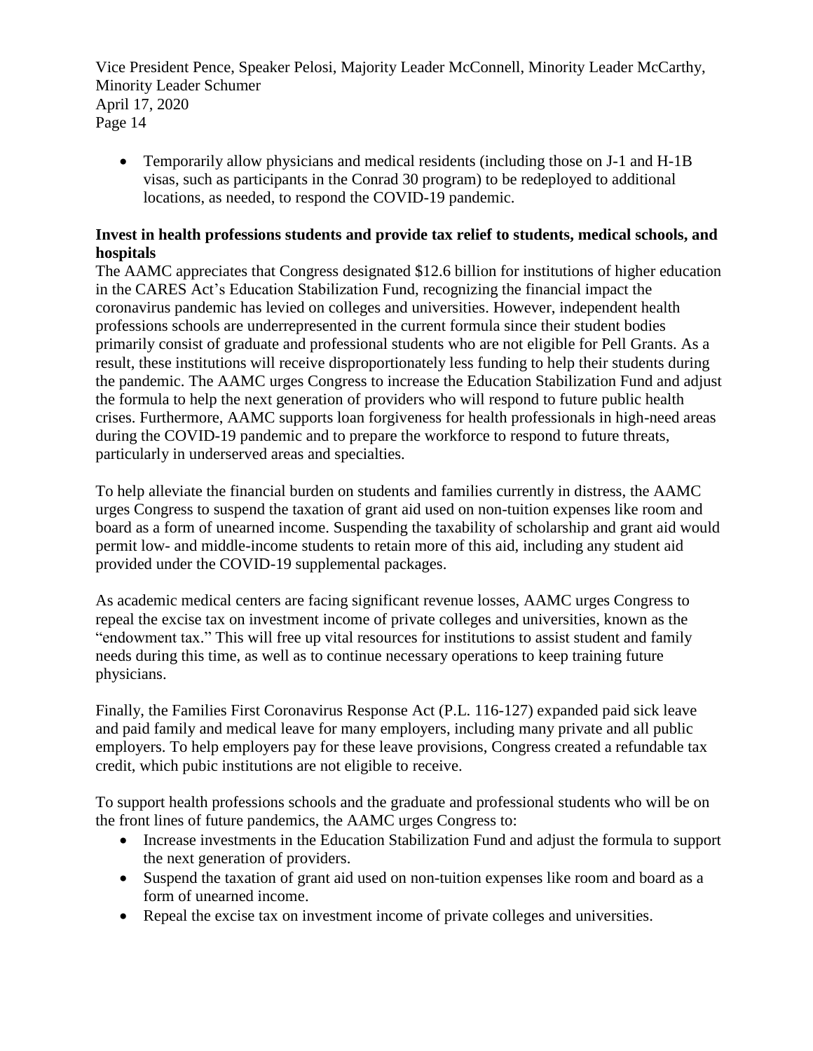- Temporarily allow physicians and medical residents (including those on J-1 and H-1B visas, such as participants in the Conrad 30 program) to be redeployed to additional locations, as needed, to respond the COVID-19 pandemic.

**Invest in health professions students and provide tax relief to students, medical schools, and hospitals**

The AAMC appreciates that Congress designated $12.6 billion for institutions of higher education in the CARES Act's Education Stabilization Fund, recognizing the financial impact the coronavirus pandemic has levied on colleges and universities. However, independent health professions schools are underrepresented in the current formula since their student bodies primarily consist of graduate and professional students who are not eligible for Pell Grants. As a result, these institutions will receive disproportionately less funding to help their students during the pandemic. The AAMC urges Congress to increase the Education Stabilization Fund and adjust the formula to help the next generation of providers who will respond to future public health crises. Furthermore, AAMC supports loan forgiveness for health professionals in high-need areas during the COVID-19 pandemic and to prepare the workforce to respond to future threats, particularly in underserved areas and specialties.

To help alleviate the financial burden on students and families currently in distress, the AAMC urges Congress to suspend the taxation of grant aid used on non-tuition expenses like room and board as a form of unearned income. Suspending the taxability of scholarship and grant aid would permit low- and middle-income students to retain more of this aid, including any student aid provided under the COVID-19 supplemental packages.

As academic medical centers are facing significant revenue losses, AAMC urges Congress to repeal the excise tax on investment income of private colleges and universities, known as the "endowment tax." This will free up vital resources for institutions to assist student and family needs during this time, as well as to continue necessary operations to keep training future physicians.

Finally, the Families First Coronavirus Response Act (P.L. 116-127) expanded paid sick leave and paid family and medical leave for many employers, including many private and all public employers. To help employers pay for these leave provisions, Congress created a refundable tax credit, which pubic institutions are not eligible to receive.

To support health professions schools and the graduate and professional students who will be on the front lines of future pandemics, the AAMC urges Congress to:

- Increase investments in the Education Stabilization Fund and adjust the formula to support the next generation of providers.
- Suspend the taxation of grant aid used on non-tuition expenses like room and board as a form of unearned income.
- Repeal the excise tax on investment income of private colleges and universities.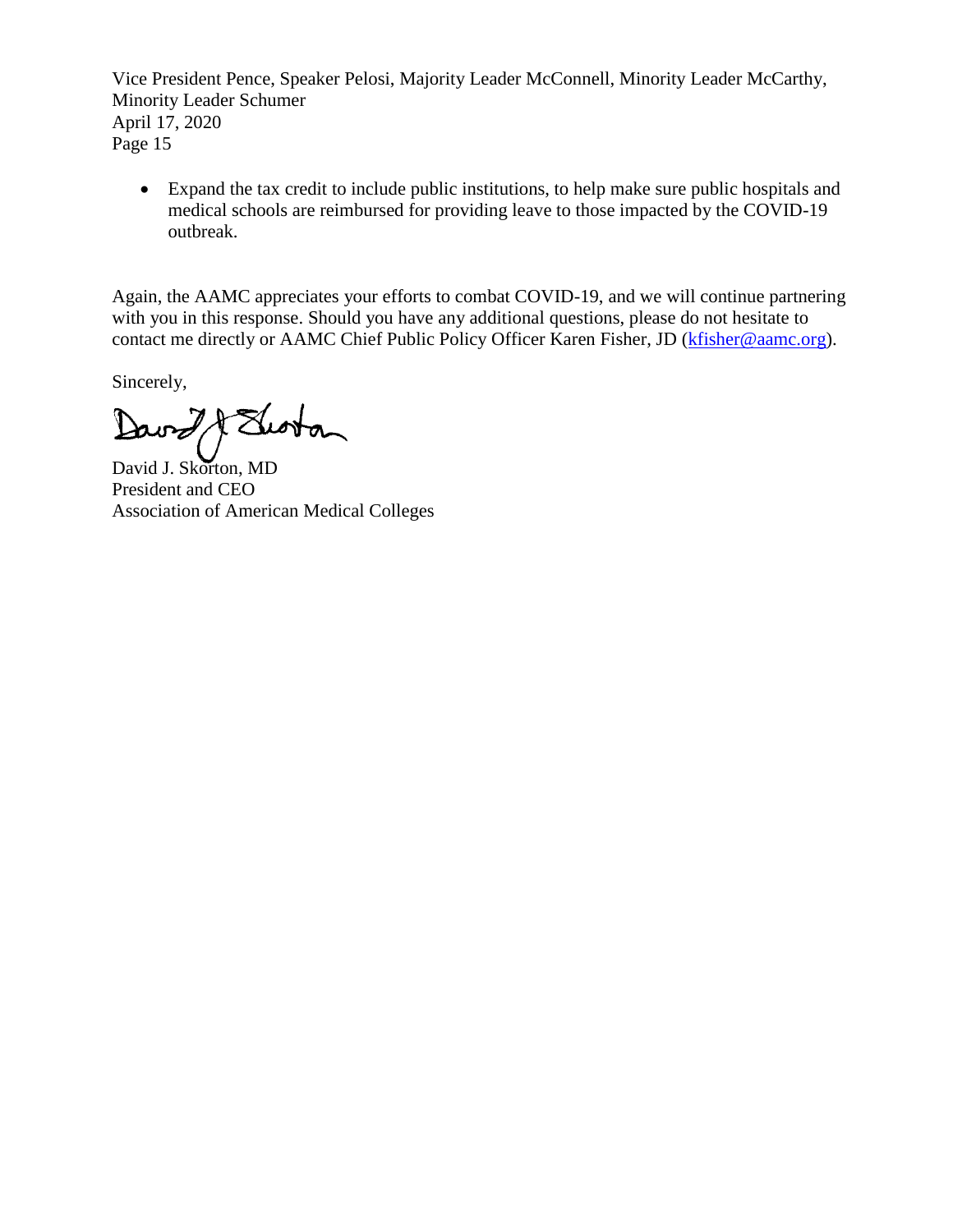- Expand the tax credit to include public institutions, to help make sure public hospitals and medical schools are reimbursed for providing leave to those impacted by the COVID-19 outbreak.

Again, the AAMC appreciates your efforts to combat COVID-19, and we will continue partnering with you in this response. Should you have any additional questions, please do not hesitate to contact me directly or AAMC Chief Public Policy Officer Karen Fisher, JD (kfisher@aamc.org).

Sincerely,

David J. Skorton, MD
President and CEO
Association of American Medical Colleges